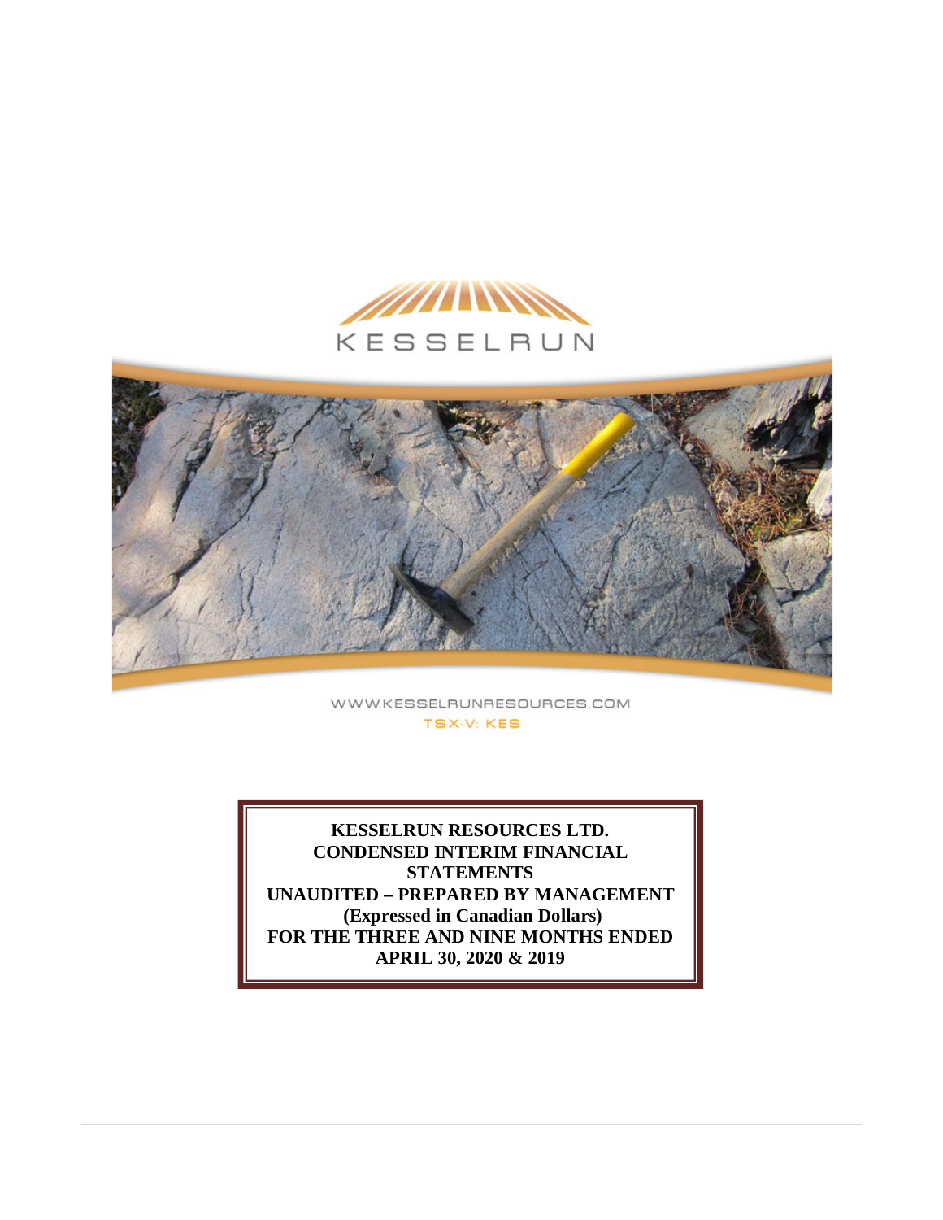KESSELRUN

WWW.KESSELRUNRESOURCES.COM

TSX-V: KES

**KESSELRUN RESOURCES LTD.**
**CONDENSED INTERIM FINANCIAL STATEMENTS**
**UNAUDITED – PREPARED BY MANAGEMENT**
**(Expressed in Canadian Dollars)**
**FOR THE THREE AND NINE MONTHS ENDED**
**APRIL 30, 2020 & 2019**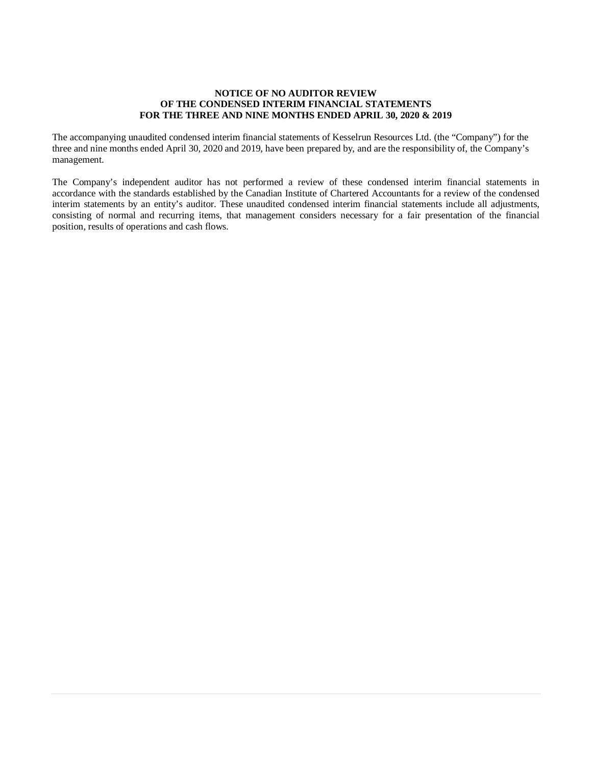**NOTICE OF NO AUDITOR REVIEW**
**OF THE CONDENSED INTERIM FINANCIAL STATEMENTS**
**FOR THE THREE AND NINE MONTHS ENDED APRIL 30, 2020 & 2019**

The accompanying unaudited condensed interim financial statements of Kesselrun Resources Ltd. (the "Company") for the three and nine months ended April 30, 2020 and 2019, have been prepared by, and are the responsibility of, the Company's management.

The Company's independent auditor has not performed a review of these condensed interim financial statements in accordance with the standards established by the Canadian Institute of Chartered Accountants for a review of the condensed interim statements by an entity's auditor. These unaudited condensed interim financial statements include all adjustments, consisting of normal and recurring items, that management considers necessary for a fair presentation of the financial position, results of operations and cash flows.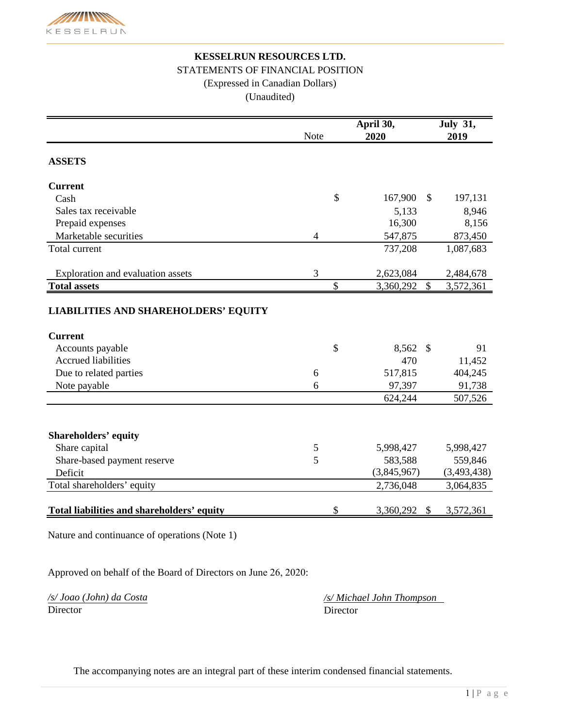**KESSELRUN RESOURCES LTD.**
STATEMENTS OF FINANCIAL POSITION
(Expressed in Canadian Dollars)
(Unaudited)

| | Note | | April 30, 2020 | | July 31, 2019 |
|---|---|---|---|---|---|
| **ASSETS** | | | | | |
| **Current** | | | | | |
| Cash | | $ | 167,900 | $ | 197,131 |
| Sales tax receivable | | | 5,133 | | 8,946 |
| Prepaid expenses | | | 16,300 | | 8,156 |
| Marketable securities | 4 | | 547,875 | | 873,450 |
| Total current | | | 737,208 | | 1,087,683 |
| Exploration and evaluation assets | 3 | | 2,623,084 | | 2,484,678 |
| **Total assets** | | $ | 3,360,292 | $ | 3,572,361 |
| **LIABILITIES AND SHAREHOLDERS' EQUITY** | | | | | |
| **Current** | | | | | |
| Accounts payable | | $ | 8,562 | $ | 91 |
| Accrued liabilities | | | 470 | | 11,452 |
| Due to related parties | 6 | | 517,815 | | 404,245 |
| Note payable | 6 | | 97,397 | | 91,738 |
| | | | 624,244 | | 507,526 |
| **Shareholders' equity** | | | | | |
| Share capital | 5 | | 5,998,427 | | 5,998,427 |
| Share-based payment reserve | 5 | | 583,588 | | 559,846 |
| Deficit | | | (3,845,967) | | (3,493,438) |
| Total shareholders' equity | | | 2,736,048 | | 3,064,835 |
| **Total liabilities and shareholders' equity** | | $ | 3,360,292 | $ | 3,572,361 |

Nature and continuance of operations (Note 1)

Approved on behalf of the Board of Directors on June 26, 2020:

*/s/ Joao (John) da Costa*
Director

*/s/ Michael John Thompson*
Director

The accompanying notes are an integral part of these interim condensed financial statements.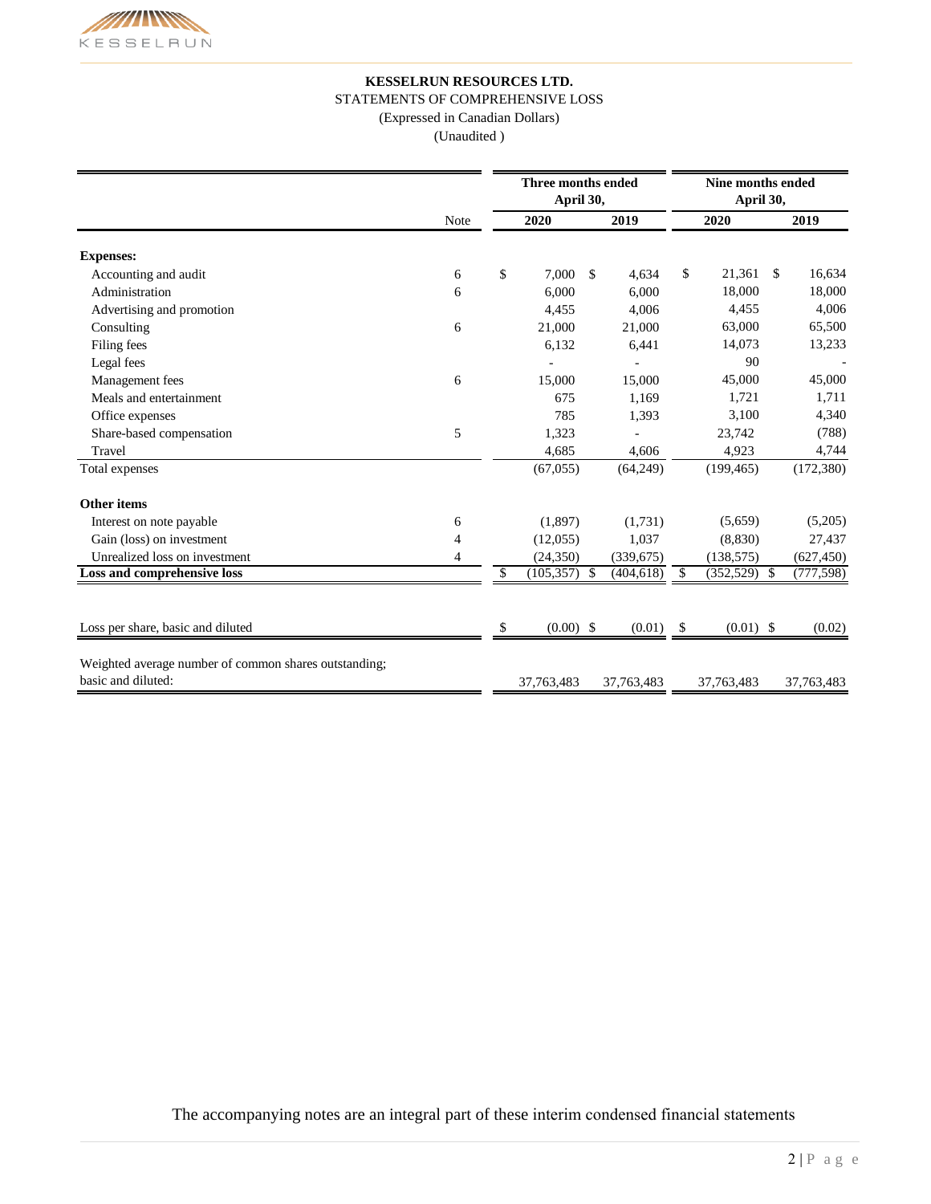**KESSELRUN RESOURCES LTD.**

STATEMENTS OF COMPREHENSIVE LOSS

(Expressed in Canadian Dollars)

(Unaudited )

| | Note | Three months ended April 30, 2020 | Three months ended April 30, 2019 | Nine months ended April 30, 2020 | Nine months ended April 30, 2019 |
|---|---|---|---|---|---|
| **Expenses:** | | | | | |
| Accounting and audit | 6 | $ 7,000 | $ 4,634 | $ 21,361 | $ 16,634 |
| Administration | 6 | 6,000 | 6,000 | 18,000 | 18,000 |
| Advertising and promotion | | 4,455 | 4,006 | 4,455 | 4,006 |
| Consulting | 6 | 21,000 | 21,000 | 63,000 | 65,500 |
| Filing fees | | 6,132 | 6,441 | 14,073 | 13,233 |
| Legal fees | | - | - | 90 | - |
| Management fees | 6 | 15,000 | 15,000 | 45,000 | 45,000 |
| Meals and entertainment | | 675 | 1,169 | 1,721 | 1,711 |
| Office expenses | | 785 | 1,393 | 3,100 | 4,340 |
| Share-based compensation | 5 | 1,323 | - | 23,742 | (788) |
| Travel | | 4,685 | 4,606 | 4,923 | 4,744 |
| Total expenses | | (67,055) | (64,249) | (199,465) | (172,380) |
| **Other items** | | | | | |
| Interest on note payable | 6 | (1,897) | (1,731) | (5,659) | (5,205) |
| Gain (loss) on investment | 4 | (12,055) | 1,037 | (8,830) | 27,437 |
| Unrealized loss on investment | 4 | (24,350) | (339,675) | (138,575) | (627,450) |
| **Loss and comprehensive loss** | | $ (105,357) | $ (404,618) | $ (352,529) | $ (777,598) |
| Loss per share, basic and diluted | | $ (0.00) | $ (0.01) | $ (0.01) | $ (0.02) |
| Weighted average number of common shares outstanding; basic and diluted: | | 37,763,483 | 37,763,483 | 37,763,483 | 37,763,483 |

The accompanying notes are an integral part of these interim condensed financial statements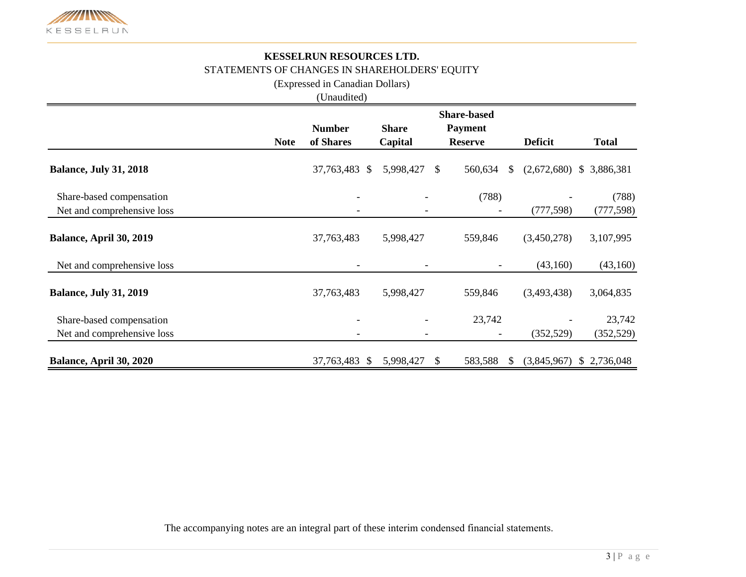**KESSELRUN RESOURCES LTD.**

STATEMENTS OF CHANGES IN SHAREHOLDERS' EQUITY

(Expressed in Canadian Dollars)

(Unaudited)

| | Note | Number of Shares | Share Capital | Share-based Payment Reserve | Deficit | Total |
|---|---|---|---|---|---|---|
| **Balance, July 31, 2018** | | 37,763,483 | $ 5,998,427 | $ 560,634 | $ (2,672,680) | $ 3,886,381 |
| Share-based compensation | | - | - | (788) | - | (788) |
| Net and comprehensive loss | | - | - | - | (777,598) | (777,598) |
| **Balance, April 30, 2019** | | 37,763,483 | 5,998,427 | 559,846 | (3,450,278) | 3,107,995 |
| Net and comprehensive loss | | - | - | - | (43,160) | (43,160) |
| **Balance, July 31, 2019** | | 37,763,483 | 5,998,427 | 559,846 | (3,493,438) | 3,064,835 |
| Share-based compensation | | - | - | 23,742 | - | 23,742 |
| Net and comprehensive loss | | - | - | - | (352,529) | (352,529) |
| **Balance, April 30, 2020** | | 37,763,483 | $ 5,998,427 | $ 583,588 | $ (3,845,967) | $ 2,736,048 |

The accompanying notes are an integral part of these interim condensed financial statements.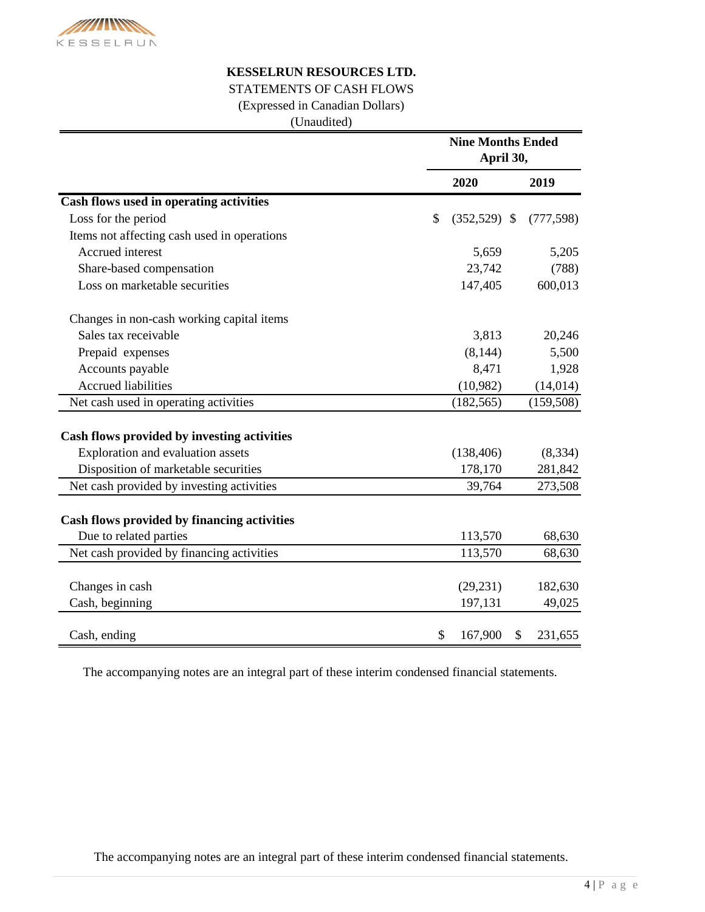**KESSELRUN RESOURCES LTD.**

STATEMENTS OF CASH FLOWS

(Expressed in Canadian Dollars)

(Unaudited)

| | Nine Months Ended April 30, | |
|---|---|---|
| | **2020** | **2019** |
| **Cash flows used in operating activities** | | |
| Loss for the period | $ (352,529) | $ (777,598) |
| Items not affecting cash used in operations | | |
| Accrued interest | 5,659 | 5,205 |
| Share-based compensation | 23,742 | (788) |
| Loss on marketable securities | 147,405 | 600,013 |
| Changes in non-cash working capital items | | |
| Sales tax receivable | 3,813 | 20,246 |
| Prepaid expenses | (8,144) | 5,500 |
| Accounts payable | 8,471 | 1,928 |
| Accrued liabilities | (10,982) | (14,014) |
| Net cash used in operating activities | (182,565) | (159,508) |
| **Cash flows provided by investing activities** | | |
| Exploration and evaluation assets | (138,406) | (8,334) |
| Disposition of marketable securities | 178,170 | 281,842 |
| Net cash provided by investing activities | 39,764 | 273,508 |
| **Cash flows provided by financing activities** | | |
| Due to related parties | 113,570 | 68,630 |
| Net cash provided by financing activities | 113,570 | 68,630 |
| Changes in cash | (29,231) | 182,630 |
| Cash, beginning | 197,131 | 49,025 |
| Cash, ending | $ 167,900 | $ 231,655 |

The accompanying notes are an integral part of these interim condensed financial statements.

The accompanying notes are an integral part of these interim condensed financial statements.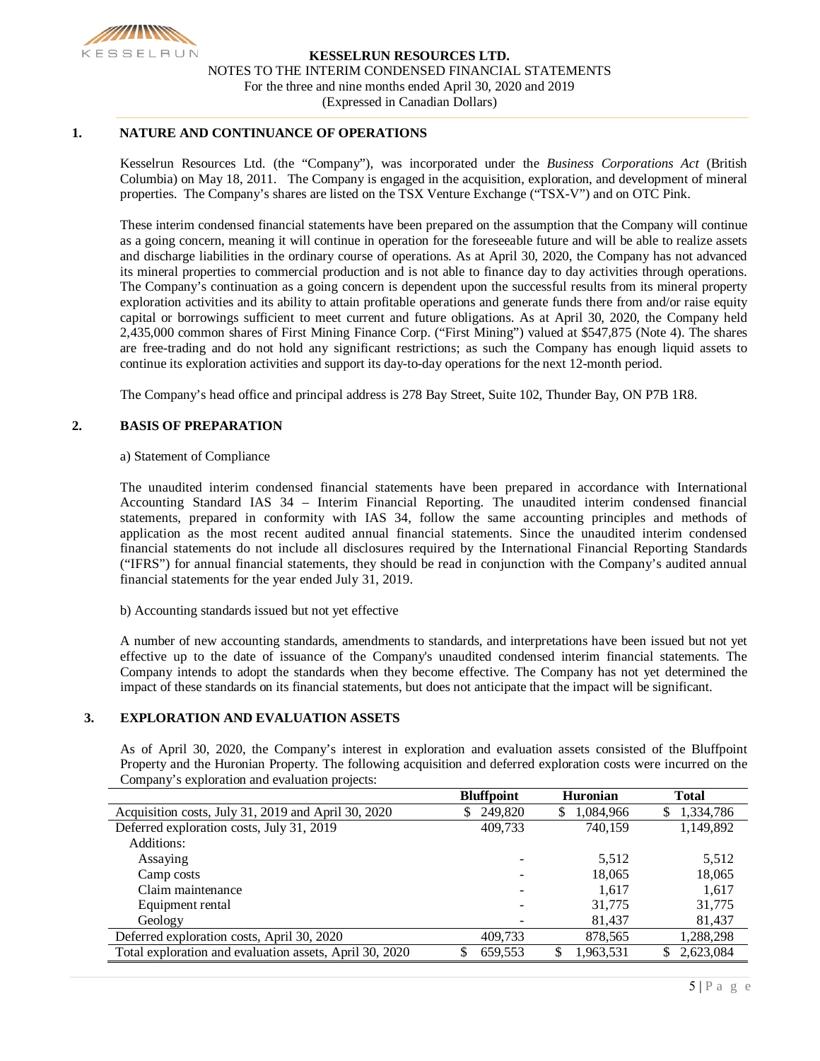**KESSELRUN RESOURCES LTD.**
NOTES TO THE INTERIM CONDENSED FINANCIAL STATEMENTS
For the three and nine months ended April 30, 2020 and 2019
(Expressed in Canadian Dollars)

## 1. NATURE AND CONTINUANCE OF OPERATIONS

Kesselrun Resources Ltd. (the "Company"), was incorporated under the *Business Corporations Act* (British Columbia) on May 18, 2011. The Company is engaged in the acquisition, exploration, and development of mineral properties. The Company's shares are listed on the TSX Venture Exchange ("TSX-V") and on OTC Pink.

These interim condensed financial statements have been prepared on the assumption that the Company will continue as a going concern, meaning it will continue in operation for the foreseeable future and will be able to realize assets and discharge liabilities in the ordinary course of operations. As at April 30, 2020, the Company has not advanced its mineral properties to commercial production and is not able to finance day to day activities through operations. The Company's continuation as a going concern is dependent upon the successful results from its mineral property exploration activities and its ability to attain profitable operations and generate funds there from and/or raise equity capital or borrowings sufficient to meet current and future obligations. As at April 30, 2020, the Company held 2,435,000 common shares of First Mining Finance Corp. ("First Mining") valued at $547,875 (Note 4). The shares are free-trading and do not hold any significant restrictions; as such the Company has enough liquid assets to continue its exploration activities and support its day-to-day operations for the next 12-month period.

The Company's head office and principal address is 278 Bay Street, Suite 102, Thunder Bay, ON P7B 1R8.

## 2. BASIS OF PREPARATION

a) Statement of Compliance

The unaudited interim condensed financial statements have been prepared in accordance with International Accounting Standard IAS 34 – Interim Financial Reporting. The unaudited interim condensed financial statements, prepared in conformity with IAS 34, follow the same accounting principles and methods of application as the most recent audited annual financial statements. Since the unaudited interim condensed financial statements do not include all disclosures required by the International Financial Reporting Standards ("IFRS") for annual financial statements, they should be read in conjunction with the Company's audited annual financial statements for the year ended July 31, 2019.

b) Accounting standards issued but not yet effective

A number of new accounting standards, amendments to standards, and interpretations have been issued but not yet effective up to the date of issuance of the Company's unaudited condensed interim financial statements. The Company intends to adopt the standards when they become effective. The Company has not yet determined the impact of these standards on its financial statements, but does not anticipate that the impact will be significant.

## 3. EXPLORATION AND EVALUATION ASSETS

As of April 30, 2020, the Company's interest in exploration and evaluation assets consisted of the Bluffpoint Property and the Huronian Property. The following acquisition and deferred exploration costs were incurred on the Company's exploration and evaluation projects:

| | Bluffpoint | Huronian | Total |
|---|---|---|---|
| Acquisition costs, July 31, 2019 and April 30, 2020 | $ 249,820 | $ 1,084,966 | $ 1,334,786 |
| Deferred exploration costs, July 31, 2019 | 409,733 | 740,159 | 1,149,892 |
| Additions: | | | |
| Assaying | - | 5,512 | 5,512 |
| Camp costs | - | 18,065 | 18,065 |
| Claim maintenance | - | 1,617 | 1,617 |
| Equipment rental | - | 31,775 | 31,775 |
| Geology | - | 81,437 | 81,437 |
| Deferred exploration costs, April 30, 2020 | 409,733 | 878,565 | 1,288,298 |
| Total exploration and evaluation assets, April 30, 2020 | $ 659,553 | $ 1,963,531 | $ 2,623,084 |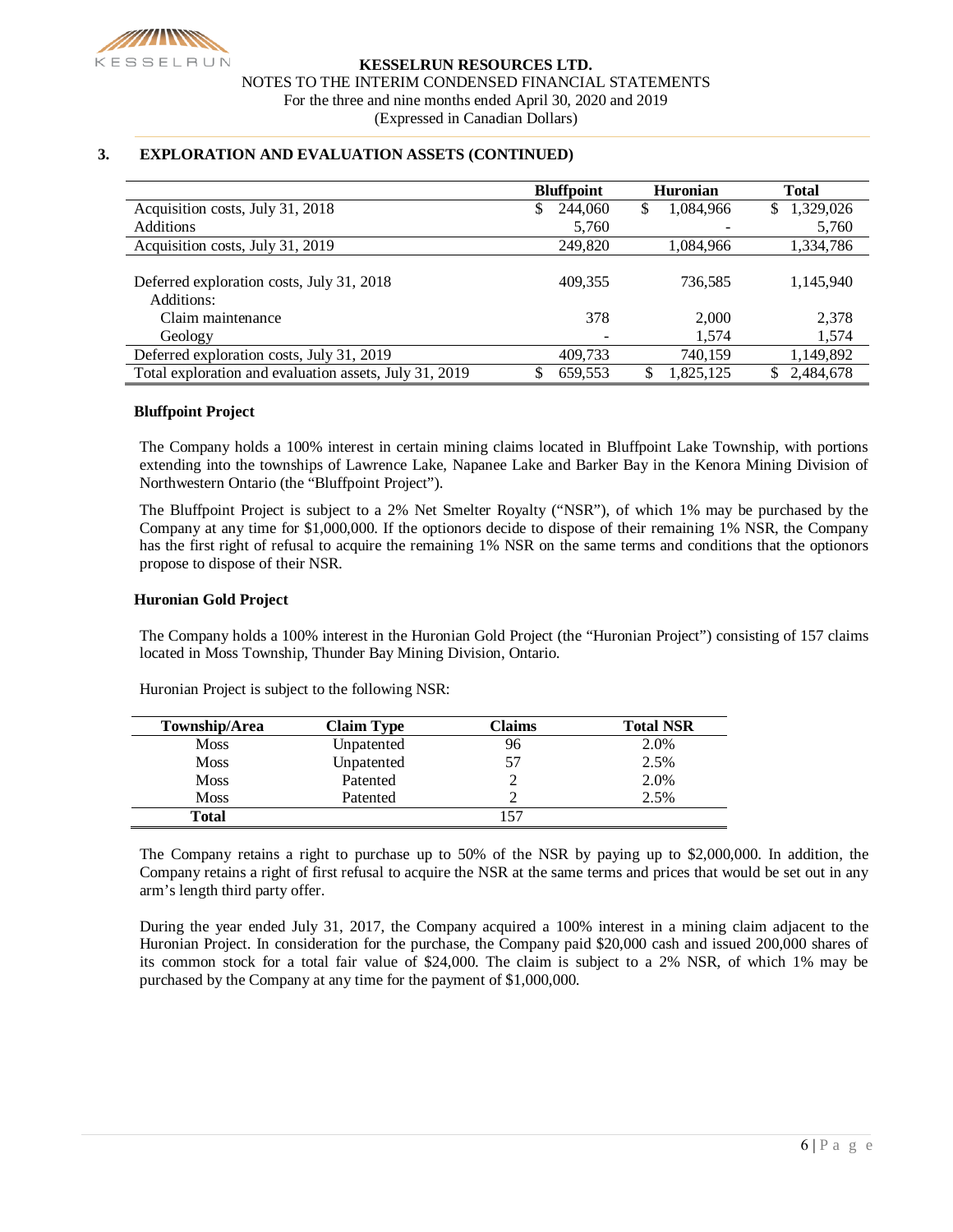## 3. EXPLORATION AND EVALUATION ASSETS (CONTINUED)

| | Bluffpoint | Huronian | Total |
|---|---|---|---|
| Acquisition costs, July 31, 2018 | $ 244,060 | $ 1,084,966 | $ 1,329,026 |
| Additions | 5,760 | - | 5,760 |
| Acquisition costs, July 31, 2019 | 249,820 | 1,084,966 | 1,334,786 |
| | | | |
| Deferred exploration costs, July 31, 2018 | 409,355 | 736,585 | 1,145,940 |
| Additions: | | | |
| Claim maintenance | 378 | 2,000 | 2,378 |
| Geology | - | 1,574 | 1,574 |
| Deferred exploration costs, July 31, 2019 | 409,733 | 740,159 | 1,149,892 |
| Total exploration and evaluation assets, July 31, 2019 | $ 659,553 | $ 1,825,125 | $ 2,484,678 |

### Bluffpoint Project

The Company holds a 100% interest in certain mining claims located in Bluffpoint Lake Township, with portions extending into the townships of Lawrence Lake, Napanee Lake and Barker Bay in the Kenora Mining Division of Northwestern Ontario (the "Bluffpoint Project").

The Bluffpoint Project is subject to a 2% Net Smelter Royalty ("NSR"), of which 1% may be purchased by the Company at any time for $1,000,000. If the optionors decide to dispose of their remaining 1% NSR, the Company has the first right of refusal to acquire the remaining 1% NSR on the same terms and conditions that the optionors propose to dispose of their NSR.

### Huronian Gold Project

The Company holds a 100% interest in the Huronian Gold Project (the "Huronian Project") consisting of 157 claims located in Moss Township, Thunder Bay Mining Division, Ontario.

Huronian Project is subject to the following NSR:

| Township/Area | Claim Type | Claims | Total NSR |
|---|---|---|---|
| Moss | Unpatented | 96 | 2.0% |
| Moss | Unpatented | 57 | 2.5% |
| Moss | Patented | 2 | 2.0% |
| Moss | Patented | 2 | 2.5% |
| **Total** | | 157 | |

The Company retains a right to purchase up to 50% of the NSR by paying up to $2,000,000. In addition, the Company retains a right of first refusal to acquire the NSR at the same terms and prices that would be set out in any arm's length third party offer.

During the year ended July 31, 2017, the Company acquired a 100% interest in a mining claim adjacent to the Huronian Project. In consideration for the purchase, the Company paid $20,000 cash and issued 200,000 shares of its common stock for a total fair value of $24,000. The claim is subject to a 2% NSR, of which 1% may be purchased by the Company at any time for the payment of $1,000,000.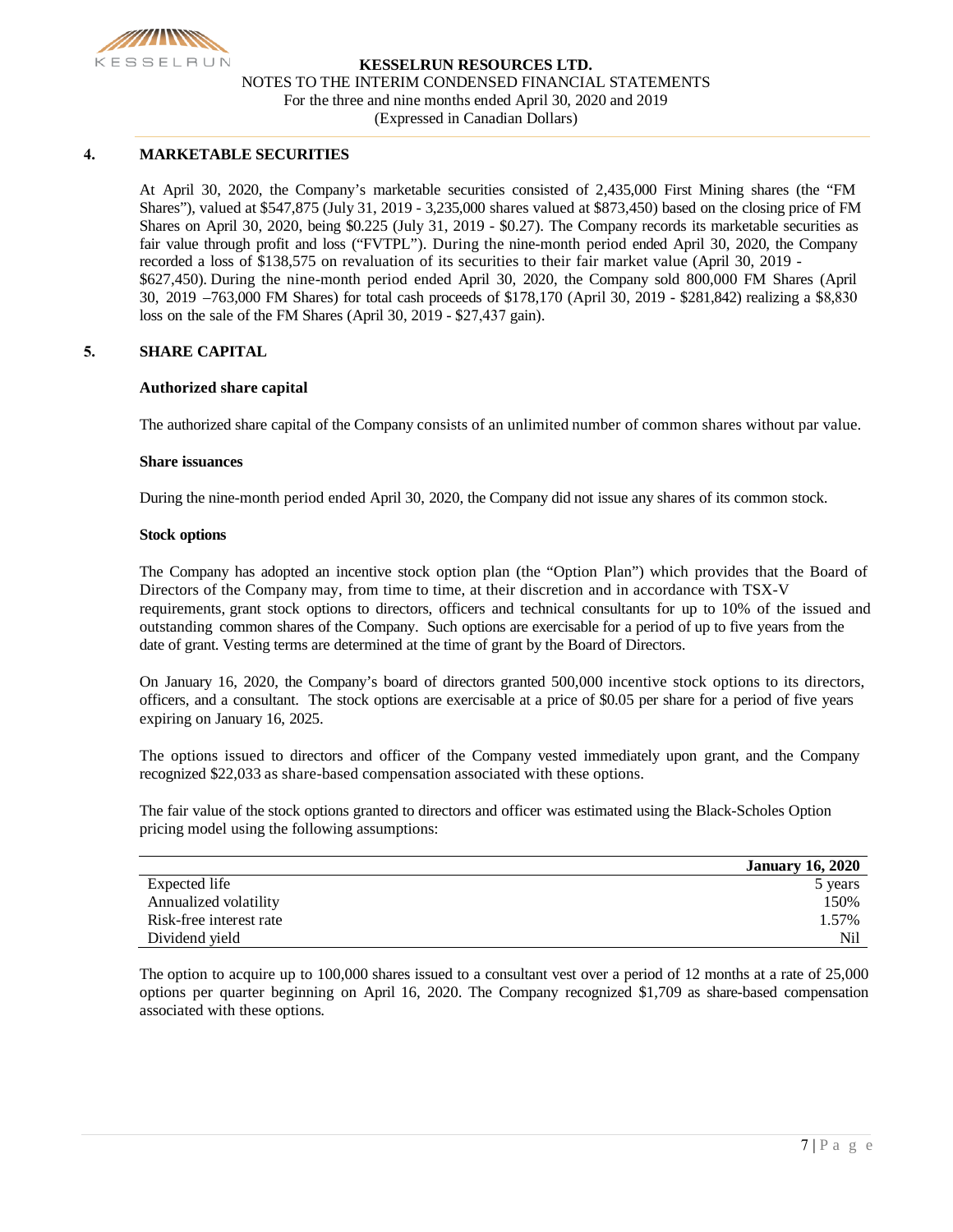## 4. MARKETABLE SECURITIES

At April 30, 2020, the Company's marketable securities consisted of 2,435,000 First Mining shares (the "FM Shares"), valued at $547,875 (July 31, 2019 - 3,235,000 shares valued at $873,450) based on the closing price of FM Shares on April 30, 2020, being $0.225 (July 31, 2019 - $0.27). The Company records its marketable securities as fair value through profit and loss ("FVTPL"). During the nine-month period ended April 30, 2020, the Company recorded a loss of $138,575 on revaluation of its securities to their fair market value (April 30, 2019 - $627,450). During the nine-month period ended April 30, 2020, the Company sold 800,000 FM Shares (April 30, 2019 –763,000 FM Shares) for total cash proceeds of $178,170 (April 30, 2019 - $281,842) realizing a $8,830 loss on the sale of the FM Shares (April 30, 2019 - $27,437 gain).

## 5. SHARE CAPITAL

### Authorized share capital

The authorized share capital of the Company consists of an unlimited number of common shares without par value.

### Share issuances

During the nine-month period ended April 30, 2020, the Company did not issue any shares of its common stock.

### Stock options

The Company has adopted an incentive stock option plan (the "Option Plan") which provides that the Board of Directors of the Company may, from time to time, at their discretion and in accordance with TSX-V requirements, grant stock options to directors, officers and technical consultants for up to 10% of the issued and outstanding common shares of the Company. Such options are exercisable for a period of up to five years from the date of grant. Vesting terms are determined at the time of grant by the Board of Directors.

On January 16, 2020, the Company's board of directors granted 500,000 incentive stock options to its directors, officers, and a consultant. The stock options are exercisable at a price of $0.05 per share for a period of five years expiring on January 16, 2025.

The options issued to directors and officer of the Company vested immediately upon grant, and the Company recognized $22,033 as share-based compensation associated with these options.

The fair value of the stock options granted to directors and officer was estimated using the Black-Scholes Option pricing model using the following assumptions:

| | **January 16, 2020** |
|---|---:|
| Expected life | 5 years |
| Annualized volatility | 150% |
| Risk-free interest rate | 1.57% |
| Dividend yield | Nil |

The option to acquire up to 100,000 shares issued to a consultant vest over a period of 12 months at a rate of 25,000 options per quarter beginning on April 16, 2020. The Company recognized $1,709 as share-based compensation associated with these options.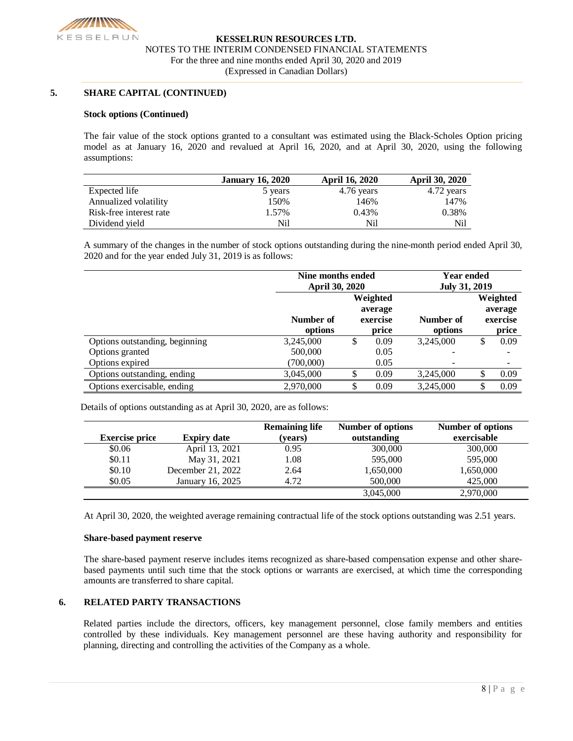## 5. SHARE CAPITAL (CONTINUED)

### Stock options (Continued)

The fair value of the stock options granted to a consultant was estimated using the Black-Scholes Option pricing model as at January 16, 2020 and revalued at April 16, 2020, and at April 30, 2020, using the following assumptions:

| | January 16, 2020 | April 16, 2020 | April 30, 2020 |
|---|---|---|---|
| Expected life | 5 years | 4.76 years | 4.72 years |
| Annualized volatility | 150% | 146% | 147% |
| Risk-free interest rate | 1.57% | 0.43% | 0.38% |
| Dividend yield | Nil | Nil | Nil |

A summary of the changes in the number of stock options outstanding during the nine-month period ended April 30, 2020 and for the year ended July 31, 2019 is as follows:

| | Nine months ended April 30, 2020 | | Year ended July 31, 2019 | |
|---|---|---|---|---|
| | Number of options | Weighted average exercise price | Number of options | Weighted average exercise price |
| Options outstanding, beginning | 3,245,000 | $ 0.09 | 3,245,000 | $ 0.09 |
| Options granted | 500,000 | 0.05 | - | - |
| Options expired | (700,000) | 0.05 | - | - |
| Options outstanding, ending | 3,045,000 | $ 0.09 | 3,245,000 | $ 0.09 |
| Options exercisable, ending | 2,970,000 | $ 0.09 | 3,245,000 | $ 0.09 |

Details of options outstanding as at April 30, 2020, are as follows:

| Exercise price | Expiry date | Remaining life (years) | Number of options outstanding | Number of options exercisable |
|---|---|---|---|---|
| $0.06 | April 13, 2021 | 0.95 | 300,000 | 300,000 |
| $0.11 | May 31, 2021 | 1.08 | 595,000 | 595,000 |
| $0.10 | December 21, 2022 | 2.64 | 1,650,000 | 1,650,000 |
| $0.05 | January 16, 2025 | 4.72 | 500,000 | 425,000 |
| | | | 3,045,000 | 2,970,000 |

At April 30, 2020, the weighted average remaining contractual life of the stock options outstanding was 2.51 years.

### Share-based payment reserve

The share-based payment reserve includes items recognized as share-based compensation expense and other share-based payments until such time that the stock options or warrants are exercised, at which time the corresponding amounts are transferred to share capital.

## 6. RELATED PARTY TRANSACTIONS

Related parties include the directors, officers, key management personnel, close family members and entities controlled by these individuals. Key management personnel are these having authority and responsibility for planning, directing and controlling the activities of the Company as a whole.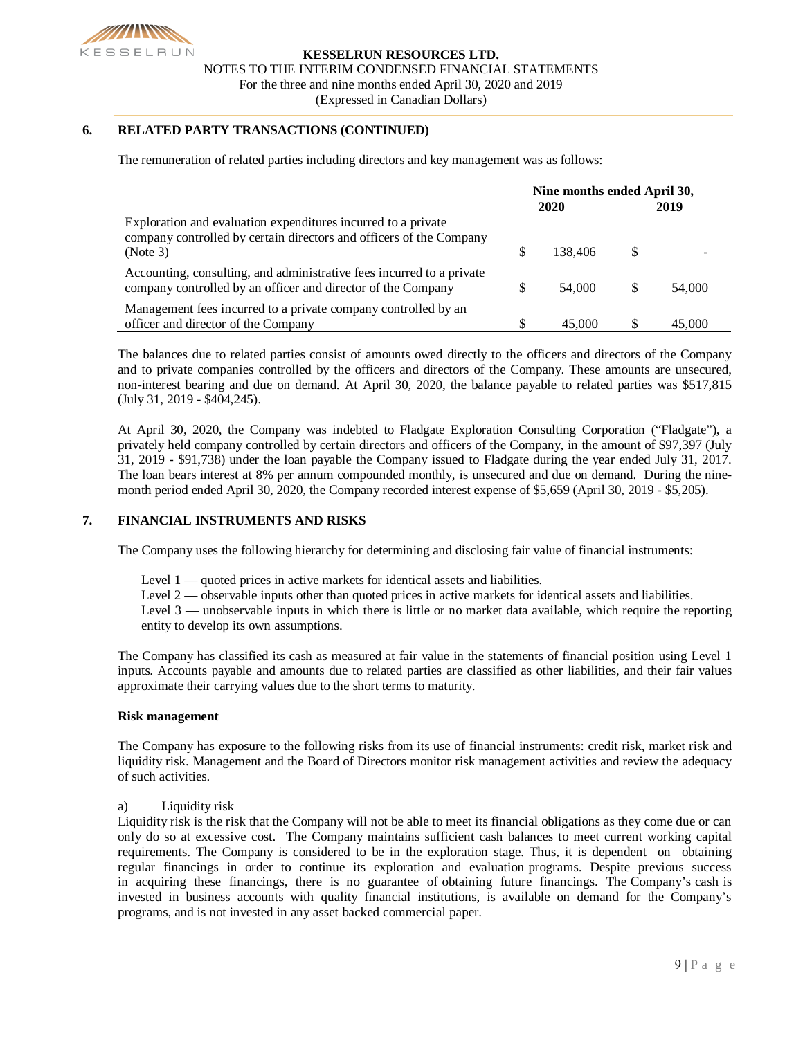## 6. RELATED PARTY TRANSACTIONS (CONTINUED)

The remuneration of related parties including directors and key management was as follows:

| | Nine months ended April 30, | |
|---|---|---|
| | 2020 | 2019 |
| Exploration and evaluation expenditures incurred to a private company controlled by certain directors and officers of the Company (Note 3) | $ 138,406 | $ - |
| Accounting, consulting, and administrative fees incurred to a private company controlled by an officer and director of the Company | $ 54,000 | $ 54,000 |
| Management fees incurred to a private company controlled by an officer and director of the Company | $ 45,000 | $ 45,000 |

The balances due to related parties consist of amounts owed directly to the officers and directors of the Company and to private companies controlled by the officers and directors of the Company. These amounts are unsecured, non-interest bearing and due on demand. At April 30, 2020, the balance payable to related parties was $517,815 (July 31, 2019 - $404,245).

At April 30, 2020, the Company was indebted to Fladgate Exploration Consulting Corporation ("Fladgate"), a privately held company controlled by certain directors and officers of the Company, in the amount of $97,397 (July 31, 2019 - $91,738) under the loan payable the Company issued to Fladgate during the year ended July 31, 2017. The loan bears interest at 8% per annum compounded monthly, is unsecured and due on demand. During the nine-month period ended April 30, 2020, the Company recorded interest expense of $5,659 (April 30, 2019 - $5,205).

## 7. FINANCIAL INSTRUMENTS AND RISKS

The Company uses the following hierarchy for determining and disclosing fair value of financial instruments:

Level 1 — quoted prices in active markets for identical assets and liabilities.
Level 2 — observable inputs other than quoted prices in active markets for identical assets and liabilities.
Level 3 — unobservable inputs in which there is little or no market data available, which require the reporting entity to develop its own assumptions.

The Company has classified its cash as measured at fair value in the statements of financial position using Level 1 inputs. Accounts payable and amounts due to related parties are classified as other liabilities, and their fair values approximate their carrying values due to the short terms to maturity.

**Risk management**

The Company has exposure to the following risks from its use of financial instruments: credit risk, market risk and liquidity risk. Management and the Board of Directors monitor risk management activities and review the adequacy of such activities.

a) Liquidity risk

Liquidity risk is the risk that the Company will not be able to meet its financial obligations as they come due or can only do so at excessive cost. The Company maintains sufficient cash balances to meet current working capital requirements. The Company is considered to be in the exploration stage. Thus, it is dependent on obtaining regular financings in order to continue its exploration and evaluation programs. Despite previous success in acquiring these financings, there is no guarantee of obtaining future financings. The Company's cash is invested in business accounts with quality financial institutions, is available on demand for the Company's programs, and is not invested in any asset backed commercial paper.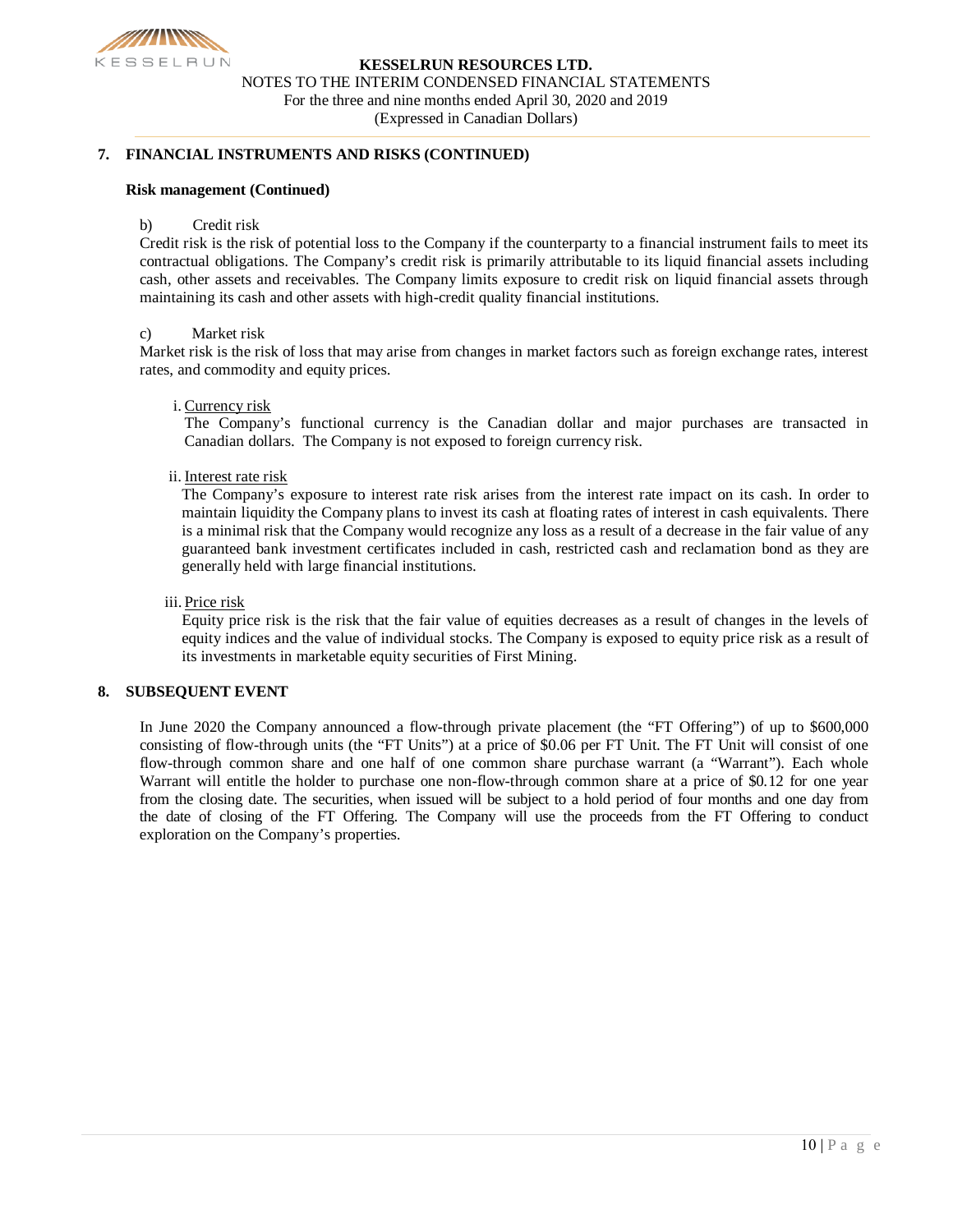## 7. FINANCIAL INSTRUMENTS AND RISKS (CONTINUED)

**Risk management (Continued)**

b) Credit risk

Credit risk is the risk of potential loss to the Company if the counterparty to a financial instrument fails to meet its contractual obligations. The Company's credit risk is primarily attributable to its liquid financial assets including cash, other assets and receivables. The Company limits exposure to credit risk on liquid financial assets through maintaining its cash and other assets with high-credit quality financial institutions.

c) Market risk

Market risk is the risk of loss that may arise from changes in market factors such as foreign exchange rates, interest rates, and commodity and equity prices.

i. Currency risk

The Company's functional currency is the Canadian dollar and major purchases are transacted in Canadian dollars. The Company is not exposed to foreign currency risk.

ii. Interest rate risk

The Company's exposure to interest rate risk arises from the interest rate impact on its cash. In order to maintain liquidity the Company plans to invest its cash at floating rates of interest in cash equivalents. There is a minimal risk that the Company would recognize any loss as a result of a decrease in the fair value of any guaranteed bank investment certificates included in cash, restricted cash and reclamation bond as they are generally held with large financial institutions.

iii. Price risk

Equity price risk is the risk that the fair value of equities decreases as a result of changes in the levels of equity indices and the value of individual stocks. The Company is exposed to equity price risk as a result of its investments in marketable equity securities of First Mining.

## 8. SUBSEQUENT EVENT

In June 2020 the Company announced a flow-through private placement (the "FT Offering") of up to $600,000 consisting of flow-through units (the "FT Units") at a price of $0.06 per FT Unit. The FT Unit will consist of one flow-through common share and one half of one common share purchase warrant (a "Warrant"). Each whole Warrant will entitle the holder to purchase one non-flow-through common share at a price of $0.12 for one year from the closing date. The securities, when issued will be subject to a hold period of four months and one day from the date of closing of the FT Offering. The Company will use the proceeds from the FT Offering to conduct exploration on the Company's properties.